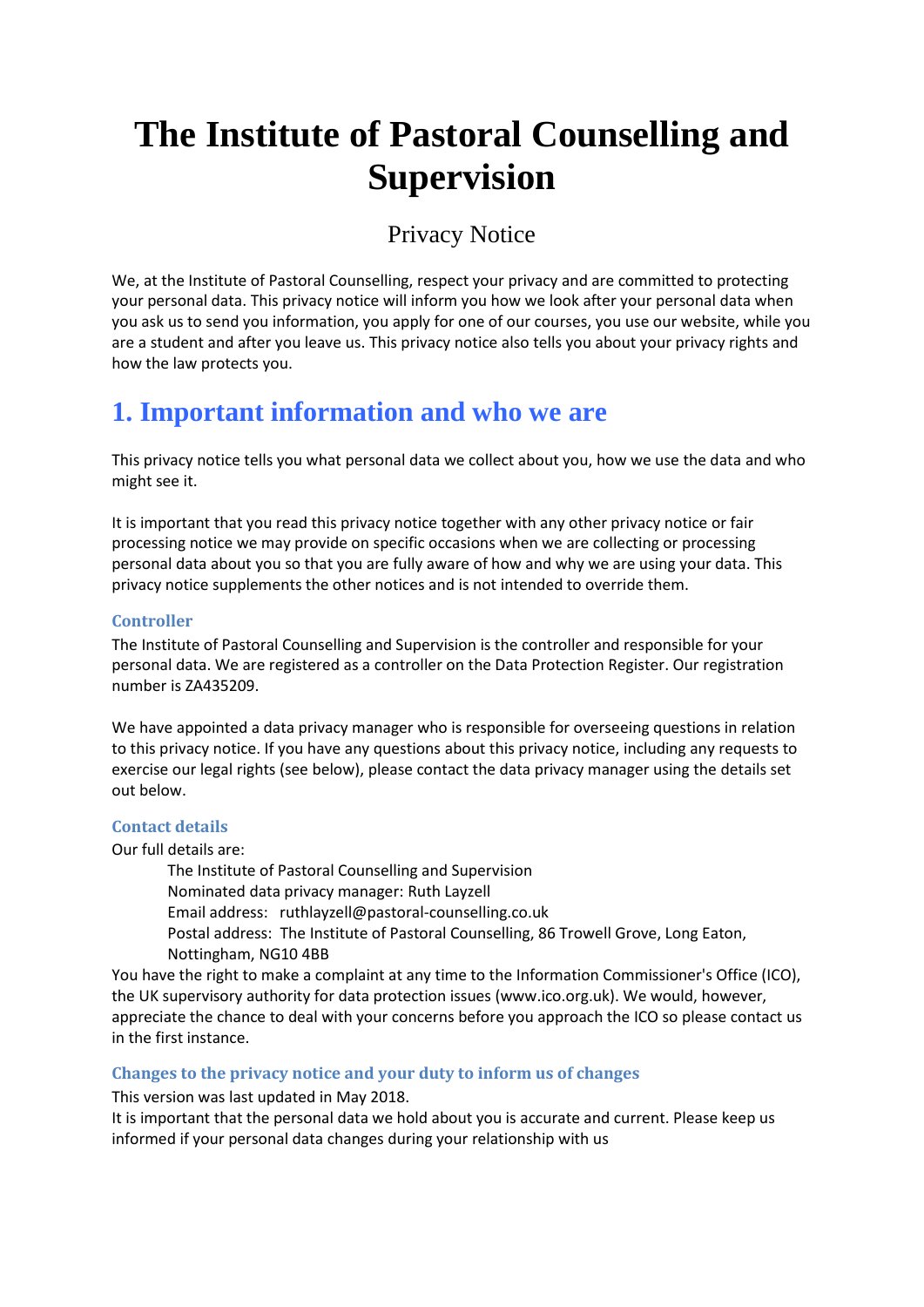# The Institute of Pastoral Counselling and Supervision

## Privacy Notice

We, at the Institute of Pastoral Counselling, respect your privacy and are committed to protecting your personal data. This privacy notice will inform you how we look after your personal data when you ask us to send you information, you apply for one of our courses, you use our website, while you are a student and after you leave us. This privacy notice also tells you about your privacy rights and how the law protects you.

## 1. Important information and who we are

This privacy notice tells you what personal data we collect about you, how we use the data and who might see it.

It is important that you read this privacy notice together with any other privacy notice or fair processing notice we may provide on specific occasions when we are collecting or processing personal data about you so that you are fully aware of how and why we are using your data. This privacy notice supplements the other notices and is not intended to override them.

### Controller

The Institute of Pastoral Counselling and Supervision is the controller and responsible for your personal data. We are registered as a controller on the Data Protection Register. Our registration number is ZA435209.

We have appointed a data privacy manager who is responsible for overseeing questions in relation to this privacy notice. If you have any questions about this privacy notice, including any requests to exercise our legal rights (see below), please contact the data privacy manager using the details set out below.

### Contact details

Our full details are:

> The Institute of Pastoral Counselling and Supervision
> Nominated data privacy manager: Ruth Layzell
> Email address: ruthlayzell@pastoral-counselling.co.uk
> Postal address: The Institute of Pastoral Counselling, 86 Trowell Grove, Long Eaton, Nottingham, NG10 4BB

You have the right to make a complaint at any time to the Information Commissioner's Office (ICO), the UK supervisory authority for data protection issues (www.ico.org.uk). We would, however, appreciate the chance to deal with your concerns before you approach the ICO so please contact us in the first instance.

### Changes to the privacy notice and your duty to inform us of changes

This version was last updated in May 2018.
It is important that the personal data we hold about you is accurate and current. Please keep us informed if your personal data changes during your relationship with us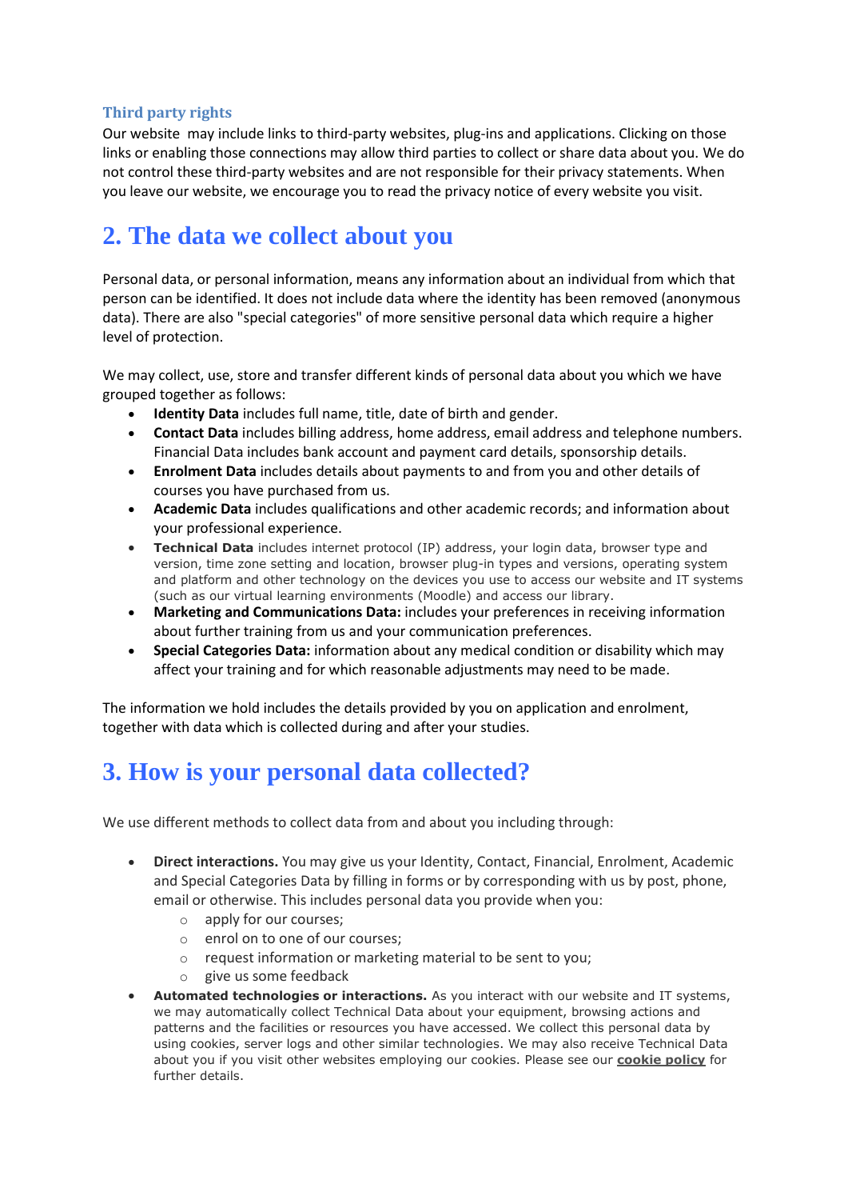### Third party rights

Our website may include links to third-party websites, plug-ins and applications. Clicking on those links or enabling those connections may allow third parties to collect or share data about you. We do not control these third-party websites and are not responsible for their privacy statements. When you leave our website, we encourage you to read the privacy notice of every website you visit.

## 2. The data we collect about you

Personal data, or personal information, means any information about an individual from which that person can be identified. It does not include data where the identity has been removed (anonymous data). There are also "special categories" of more sensitive personal data which require a higher level of protection.

We may collect, use, store and transfer different kinds of personal data about you which we have grouped together as follows:

- **Identity Data** includes full name, title, date of birth and gender.
- **Contact Data** includes billing address, home address, email address and telephone numbers. Financial Data includes bank account and payment card details, sponsorship details.
- **Enrolment Data** includes details about payments to and from you and other details of courses you have purchased from us.
- **Academic Data** includes qualifications and other academic records; and information about your professional experience.
- **Technical Data** includes internet protocol (IP) address, your login data, browser type and version, time zone setting and location, browser plug-in types and versions, operating system and platform and other technology on the devices you use to access our website and IT systems (such as our virtual learning environments (Moodle) and access our library.
- **Marketing and Communications Data:** includes your preferences in receiving information about further training from us and your communication preferences.
- **Special Categories Data:** information about any medical condition or disability which may affect your training and for which reasonable adjustments may need to be made.

The information we hold includes the details provided by you on application and enrolment, together with data which is collected during and after your studies.

## 3. How is your personal data collected?

We use different methods to collect data from and about you including through:

- **Direct interactions.** You may give us your Identity, Contact, Financial, Enrolment, Academic and Special Categories Data by filling in forms or by corresponding with us by post, phone, email or otherwise. This includes personal data you provide when you:
  - apply for our courses;
  - enrol on to one of our courses;
  - request information or marketing material to be sent to you;
  - give us some feedback
- **Automated technologies or interactions.** As you interact with our website and IT systems, we may automatically collect Technical Data about your equipment, browsing actions and patterns and the facilities or resources you have accessed. We collect this personal data by using cookies, server logs and other similar technologies. We may also receive Technical Data about you if you visit other websites employing our cookies. Please see our **cookie policy** for further details.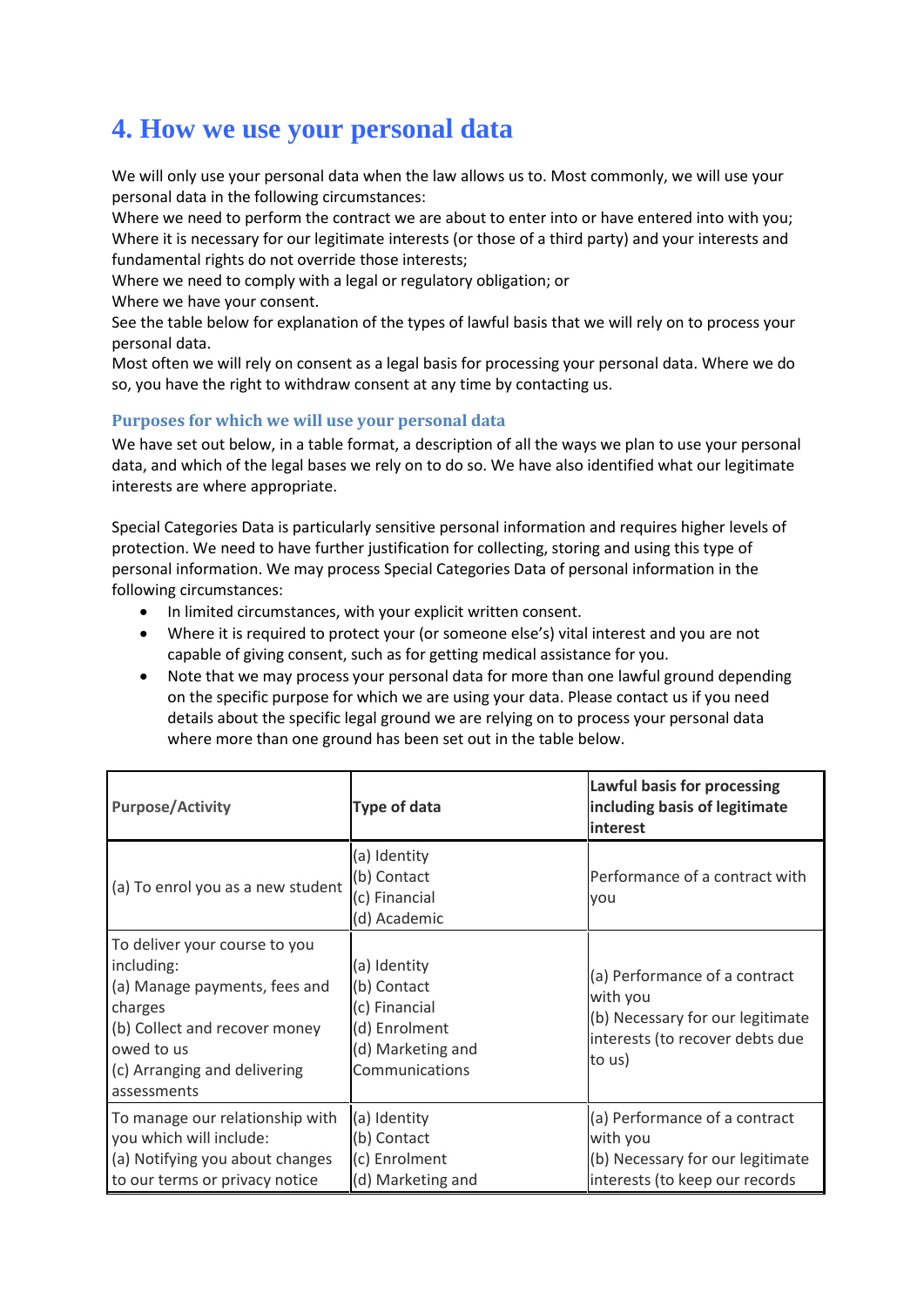## 4. How we use your personal data

We will only use your personal data when the law allows us to. Most commonly, we will use your personal data in the following circumstances:

Where we need to perform the contract we are about to enter into or have entered into with you;

Where it is necessary for our legitimate interests (or those of a third party) and your interests and fundamental rights do not override those interests;

Where we need to comply with a legal or regulatory obligation; or

Where we have your consent.

See the table below for explanation of the types of lawful basis that we will rely on to process your personal data.

Most often we will rely on consent as a legal basis for processing your personal data. Where we do so, you have the right to withdraw consent at any time by contacting us.

### Purposes for which we will use your personal data

We have set out below, in a table format, a description of all the ways we plan to use your personal data, and which of the legal bases we rely on to do so. We have also identified what our legitimate interests are where appropriate.

Special Categories Data is particularly sensitive personal information and requires higher levels of protection. We need to have further justification for collecting, storing and using this type of personal information. We may process Special Categories Data of personal information in the following circumstances:

- In limited circumstances, with your explicit written consent.
- Where it is required to protect your (or someone else's) vital interest and you are not capable of giving consent, such as for getting medical assistance for you.
- Note that we may process your personal data for more than one lawful ground depending on the specific purpose for which we are using your data. Please contact us if you need details about the specific legal ground we are relying on to process your personal data where more than one ground has been set out in the table below.

| **Purpose/Activity** | **Type of data** | **Lawful basis for processing including basis of legitimate interest** |
|---|---|---|
| (a) To enrol you as a new student | (a) Identity<br>(b) Contact<br>(c) Financial<br>(d) Academic | Performance of a contract with you |
| To deliver your course to you including:<br>(a) Manage payments, fees and charges<br>(b) Collect and recover money owed to us<br>(c) Arranging and delivering assessments | (a) Identity<br>(b) Contact<br>(c) Financial<br>(d) Enrolment<br>(d) Marketing and Communications | (a) Performance of a contract with you<br>(b) Necessary for our legitimate interests (to recover debts due to us) |
| To manage our relationship with you which will include:<br>(a) Notifying you about changes to our terms or privacy notice | (a) Identity<br>(b) Contact<br>(c) Enrolment<br>(d) Marketing and | (a) Performance of a contract with you<br>(b) Necessary for our legitimate interests (to keep our records |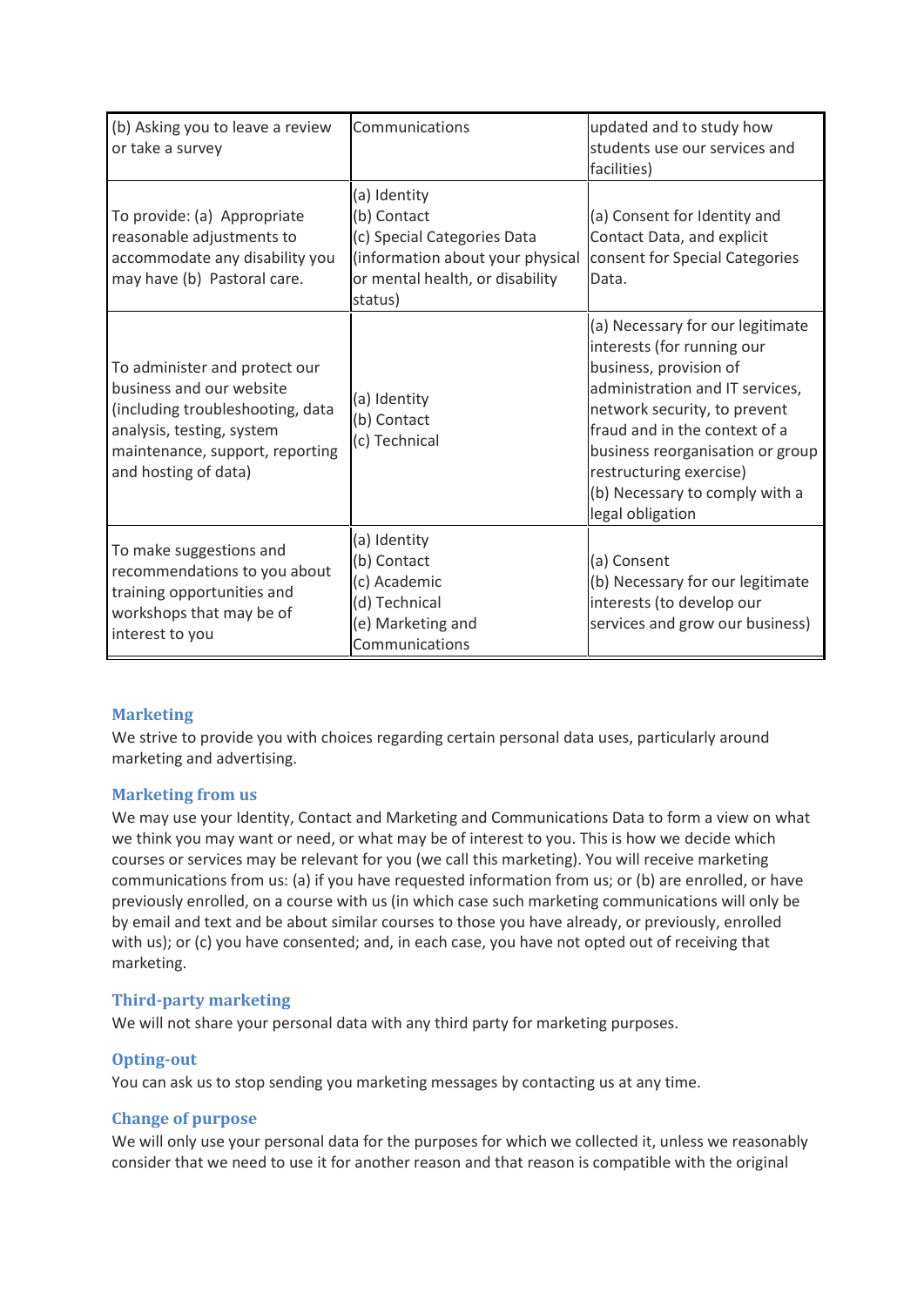| | | |
|---|---|---|
| (b) Asking you to leave a review or take a survey | Communications | updated and to study how students use our services and facilities) |
| To provide: (a) Appropriate reasonable adjustments to accommodate any disability you may have (b) Pastoral care. | (a) Identity<br>(b) Contact<br>(c) Special Categories Data (information about your physical or mental health, or disability status) | (a) Consent for Identity and Contact Data, and explicit consent for Special Categories Data. |
| To administer and protect our business and our website (including troubleshooting, data analysis, testing, system maintenance, support, reporting and hosting of data) | (a) Identity<br>(b) Contact<br>(c) Technical | (a) Necessary for our legitimate interests (for running our business, provision of administration and IT services, network security, to prevent fraud and in the context of a business reorganisation or group restructuring exercise)<br>(b) Necessary to comply with a legal obligation |
| To make suggestions and recommendations to you about training opportunities and workshops that may be of interest to you | (a) Identity<br>(b) Contact<br>(c) Academic<br>(d) Technical<br>(e) Marketing and Communications | (a) Consent<br>(b) Necessary for our legitimate interests (to develop our services and grow our business) |

## Marketing

We strive to provide you with choices regarding certain personal data uses, particularly around marketing and advertising.

### Marketing from us

We may use your Identity, Contact and Marketing and Communications Data to form a view on what we think you may want or need, or what may be of interest to you. This is how we decide which courses or services may be relevant for you (we call this marketing). You will receive marketing communications from us: (a) if you have requested information from us; or (b) are enrolled, or have previously enrolled, on a course with us (in which case such marketing communications will only be by email and text and be about similar courses to those you have already, or previously, enrolled with us); or (c) you have consented; and, in each case, you have not opted out of receiving that marketing.

### Third-party marketing

We will not share your personal data with any third party for marketing purposes.

### Opting-out

You can ask us to stop sending you marketing messages by contacting us at any time.

### Change of purpose

We will only use your personal data for the purposes for which we collected it, unless we reasonably consider that we need to use it for another reason and that reason is compatible with the original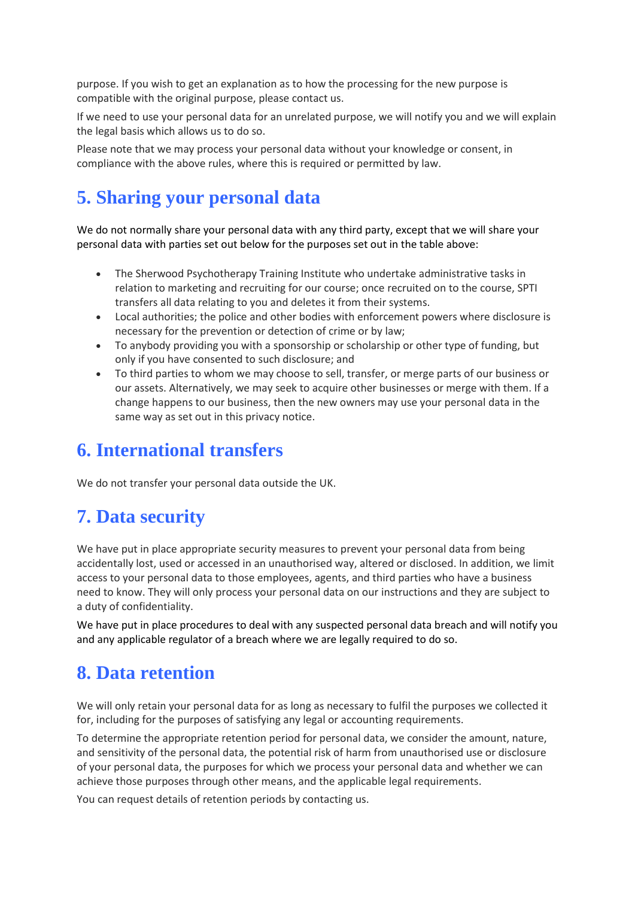purpose. If you wish to get an explanation as to how the processing for the new purpose is compatible with the original purpose, please contact us.

If we need to use your personal data for an unrelated purpose, we will notify you and we will explain the legal basis which allows us to do so.

Please note that we may process your personal data without your knowledge or consent, in compliance with the above rules, where this is required or permitted by law.

## 5. Sharing your personal data

We do not normally share your personal data with any third party, except that we will share your personal data with parties set out below for the purposes set out in the table above:

- The Sherwood Psychotherapy Training Institute who undertake administrative tasks in relation to marketing and recruiting for our course; once recruited on to the course, SPTI transfers all data relating to you and deletes it from their systems.
- Local authorities; the police and other bodies with enforcement powers where disclosure is necessary for the prevention or detection of crime or by law;
- To anybody providing you with a sponsorship or scholarship or other type of funding, but only if you have consented to such disclosure; and
- To third parties to whom we may choose to sell, transfer, or merge parts of our business or our assets. Alternatively, we may seek to acquire other businesses or merge with them. If a change happens to our business, then the new owners may use your personal data in the same way as set out in this privacy notice.

## 6. International transfers

We do not transfer your personal data outside the UK.

## 7. Data security

We have put in place appropriate security measures to prevent your personal data from being accidentally lost, used or accessed in an unauthorised way, altered or disclosed. In addition, we limit access to your personal data to those employees, agents, and third parties who have a business need to know. They will only process your personal data on our instructions and they are subject to a duty of confidentiality.

We have put in place procedures to deal with any suspected personal data breach and will notify you and any applicable regulator of a breach where we are legally required to do so.

## 8. Data retention

We will only retain your personal data for as long as necessary to fulfil the purposes we collected it for, including for the purposes of satisfying any legal or accounting requirements.

To determine the appropriate retention period for personal data, we consider the amount, nature, and sensitivity of the personal data, the potential risk of harm from unauthorised use or disclosure of your personal data, the purposes for which we process your personal data and whether we can achieve those purposes through other means, and the applicable legal requirements.

You can request details of retention periods by contacting us.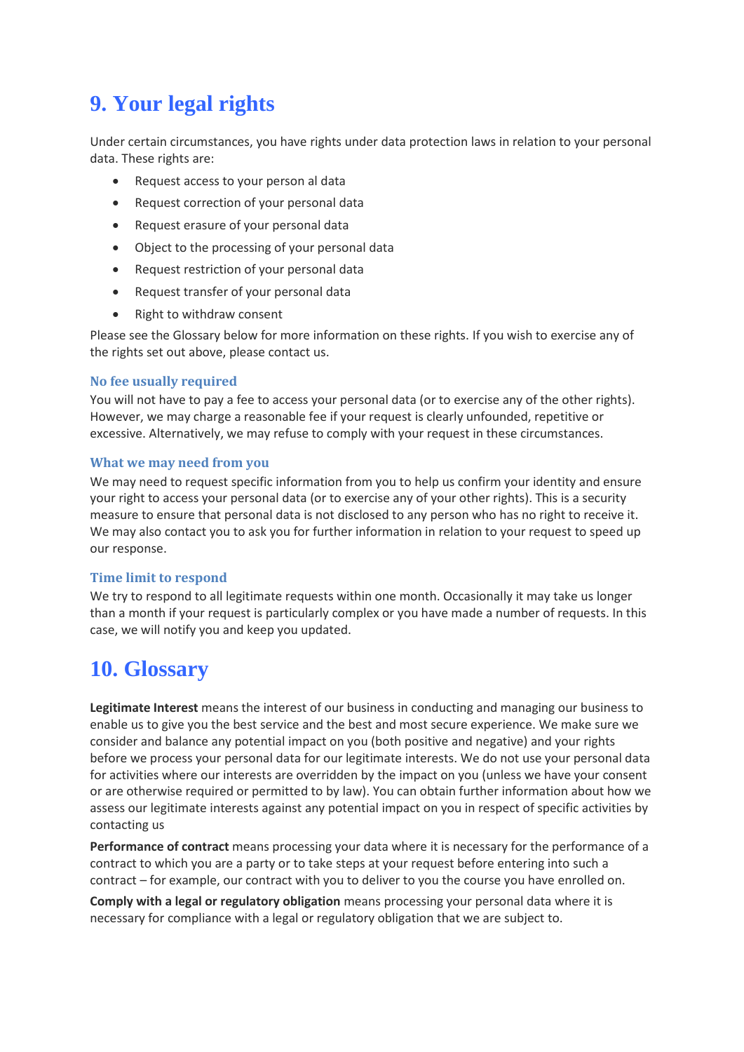# 9. Your legal rights

Under certain circumstances, you have rights under data protection laws in relation to your personal data. These rights are:

- Request access to your person al data
- Request correction of your personal data
- Request erasure of your personal data
- Object to the processing of your personal data
- Request restriction of your personal data
- Request transfer of your personal data
- Right to withdraw consent

Please see the Glossary below for more information on these rights. If you wish to exercise any of the rights set out above, please contact us.

### No fee usually required

You will not have to pay a fee to access your personal data (or to exercise any of the other rights). However, we may charge a reasonable fee if your request is clearly unfounded, repetitive or excessive. Alternatively, we may refuse to comply with your request in these circumstances.

### What we may need from you

We may need to request specific information from you to help us confirm your identity and ensure your right to access your personal data (or to exercise any of your other rights). This is a security measure to ensure that personal data is not disclosed to any person who has no right to receive it. We may also contact you to ask you for further information in relation to your request to speed up our response.

### Time limit to respond

We try to respond to all legitimate requests within one month. Occasionally it may take us longer than a month if your request is particularly complex or you have made a number of requests. In this case, we will notify you and keep you updated.

# 10. Glossary

**Legitimate Interest** means the interest of our business in conducting and managing our business to enable us to give you the best service and the best and most secure experience. We make sure we consider and balance any potential impact on you (both positive and negative) and your rights before we process your personal data for our legitimate interests. We do not use your personal data for activities where our interests are overridden by the impact on you (unless we have your consent or are otherwise required or permitted to by law). You can obtain further information about how we assess our legitimate interests against any potential impact on you in respect of specific activities by contacting us

**Performance of contract** means processing your data where it is necessary for the performance of a contract to which you are a party or to take steps at your request before entering into such a contract – for example, our contract with you to deliver to you the course you have enrolled on.

**Comply with a legal or regulatory obligation** means processing your personal data where it is necessary for compliance with a legal or regulatory obligation that we are subject to.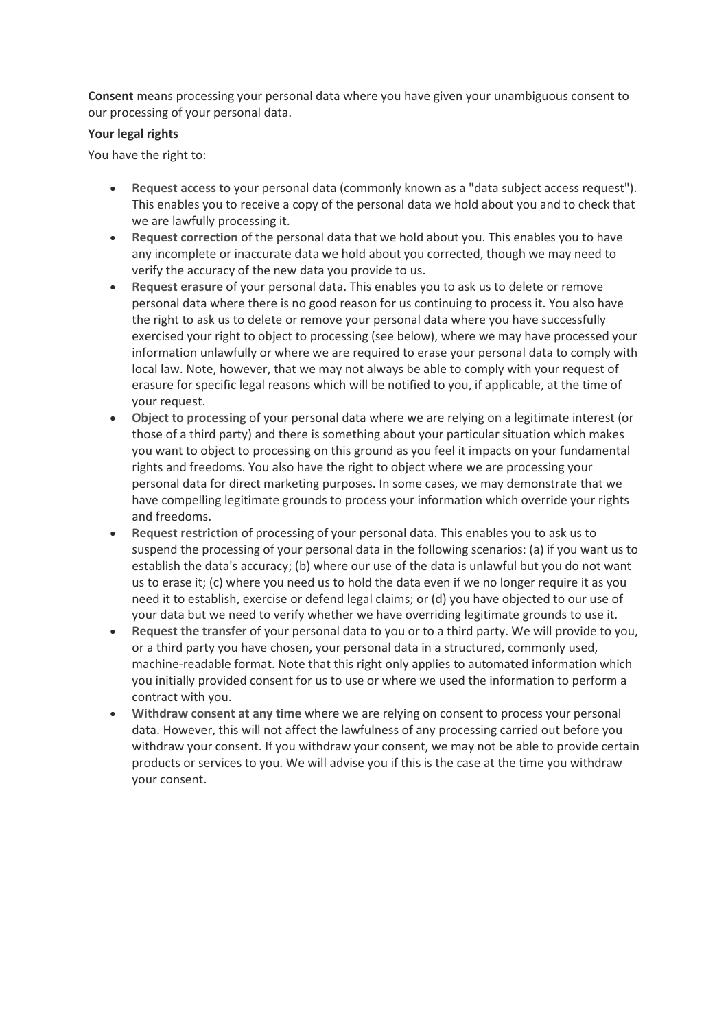**Consent** means processing your personal data where you have given your unambiguous consent to our processing of your personal data.

**Your legal rights**

You have the right to:

- **Request access** to your personal data (commonly known as a "data subject access request"). This enables you to receive a copy of the personal data we hold about you and to check that we are lawfully processing it.
- **Request correction** of the personal data that we hold about you. This enables you to have any incomplete or inaccurate data we hold about you corrected, though we may need to verify the accuracy of the new data you provide to us.
- **Request erasure** of your personal data. This enables you to ask us to delete or remove personal data where there is no good reason for us continuing to process it. You also have the right to ask us to delete or remove your personal data where you have successfully exercised your right to object to processing (see below), where we may have processed your information unlawfully or where we are required to erase your personal data to comply with local law. Note, however, that we may not always be able to comply with your request of erasure for specific legal reasons which will be notified to you, if applicable, at the time of your request.
- **Object to processing** of your personal data where we are relying on a legitimate interest (or those of a third party) and there is something about your particular situation which makes you want to object to processing on this ground as you feel it impacts on your fundamental rights and freedoms. You also have the right to object where we are processing your personal data for direct marketing purposes. In some cases, we may demonstrate that we have compelling legitimate grounds to process your information which override your rights and freedoms.
- **Request restriction** of processing of your personal data. This enables you to ask us to suspend the processing of your personal data in the following scenarios: (a) if you want us to establish the data's accuracy; (b) where our use of the data is unlawful but you do not want us to erase it; (c) where you need us to hold the data even if we no longer require it as you need it to establish, exercise or defend legal claims; or (d) you have objected to our use of your data but we need to verify whether we have overriding legitimate grounds to use it.
- **Request the transfer** of your personal data to you or to a third party. We will provide to you, or a third party you have chosen, your personal data in a structured, commonly used, machine-readable format. Note that this right only applies to automated information which you initially provided consent for us to use or where we used the information to perform a contract with you.
- **Withdraw consent at any time** where we are relying on consent to process your personal data. However, this will not affect the lawfulness of any processing carried out before you withdraw your consent. If you withdraw your consent, we may not be able to provide certain products or services to you. We will advise you if this is the case at the time you withdraw your consent.